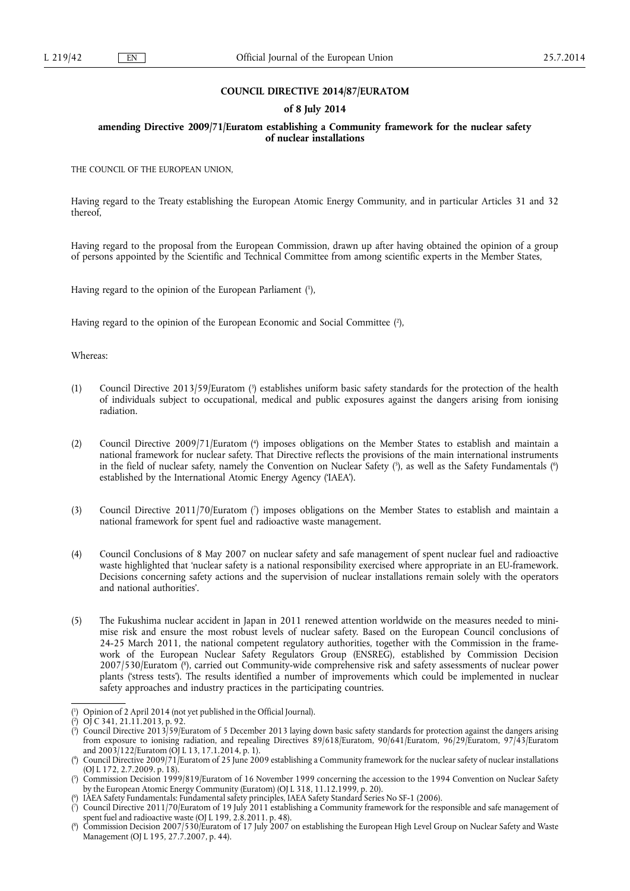**COUNCIL DIRECTIVE 2014/87/EURATOM**

**of 8 July 2014**

**amending Directive 2009/71/Euratom establishing a Community framework for the nuclear safety of nuclear installations**

THE COUNCIL OF THE EUROPEAN UNION,

Having regard to the Treaty establishing the European Atomic Energy Community, and in particular Articles 31 and 32 thereof,

Having regard to the proposal from the European Commission, drawn up after having obtained the opinion of a group of persons appointed by the Scientific and Technical Committee from among scientific experts in the Member States,

Having regard to the opinion of the European Parliament ([1]),

Having regard to the opinion of the European Economic and Social Committee ([2]),

Whereas:

(1) Council Directive 2013/59/Euratom ([3]) establishes uniform basic safety standards for the protection of the health of individuals subject to occupational, medical and public exposures against the dangers arising from ionising radiation.

(2) Council Directive 2009/71/Euratom ([4]) imposes obligations on the Member States to establish and maintain a national framework for nuclear safety. That Directive reflects the provisions of the main international instruments in the field of nuclear safety, namely the Convention on Nuclear Safety ([5]), as well as the Safety Fundamentals ([6]) established by the International Atomic Energy Agency ('IAEA').

(3) Council Directive 2011/70/Euratom ([7]) imposes obligations on the Member States to establish and maintain a national framework for spent fuel and radioactive waste management.

(4) Council Conclusions of 8 May 2007 on nuclear safety and safe management of spent nuclear fuel and radioactive waste highlighted that 'nuclear safety is a national responsibility exercised where appropriate in an EU-framework. Decisions concerning safety actions and the supervision of nuclear installations remain solely with the operators and national authorities'.

(5) The Fukushima nuclear accident in Japan in 2011 renewed attention worldwide on the measures needed to minimise risk and ensure the most robust levels of nuclear safety. Based on the European Council conclusions of 24-25 March 2011, the national competent regulatory authorities, together with the Commission in the framework of the European Nuclear Safety Regulators Group (ENSREG), established by Commission Decision 2007/530/Euratom ([8]), carried out Community-wide comprehensive risk and safety assessments of nuclear power plants ('stress tests'). The results identified a number of improvements which could be implemented in nuclear safety approaches and industry practices in the participating countries.

---

([1]) Opinion of 2 April 2014 (not yet published in the Official Journal).

([2]) OJ C 341, 21.11.2013, p. 92.

([3]) Council Directive 2013/59/Euratom of 5 December 2013 laying down basic safety standards for protection against the dangers arising from exposure to ionising radiation, and repealing Directives 89/618/Euratom, 90/641/Euratom, 96/29/Euratom, 97/43/Euratom and 2003/122/Euratom (OJ L 13, 17.1.2014, p. 1).

([4]) Council Directive 2009/71/Euratom of 25 June 2009 establishing a Community framework for the nuclear safety of nuclear installations (OJ L 172, 2.7.2009. p. 18).

([5]) Commission Decision 1999/819/Euratom of 16 November 1999 concerning the accession to the 1994 Convention on Nuclear Safety by the European Atomic Energy Community (Euratom) (OJ L 318, 11.12.1999, p. 20).

([6]) IAEA Safety Fundamentals: Fundamental safety principles, IAEA Safety Standard Series No SF-1 (2006).

([7]) Council Directive 2011/70/Euratom of 19 July 2011 establishing a Community framework for the responsible and safe management of spent fuel and radioactive waste (OJ L 199, 2.8.2011. p. 48).

([8]) Commission Decision 2007/530/Euratom of 17 July 2007 on establishing the European High Level Group on Nuclear Safety and Waste Management (OJ L 195, 27.7.2007, p. 44).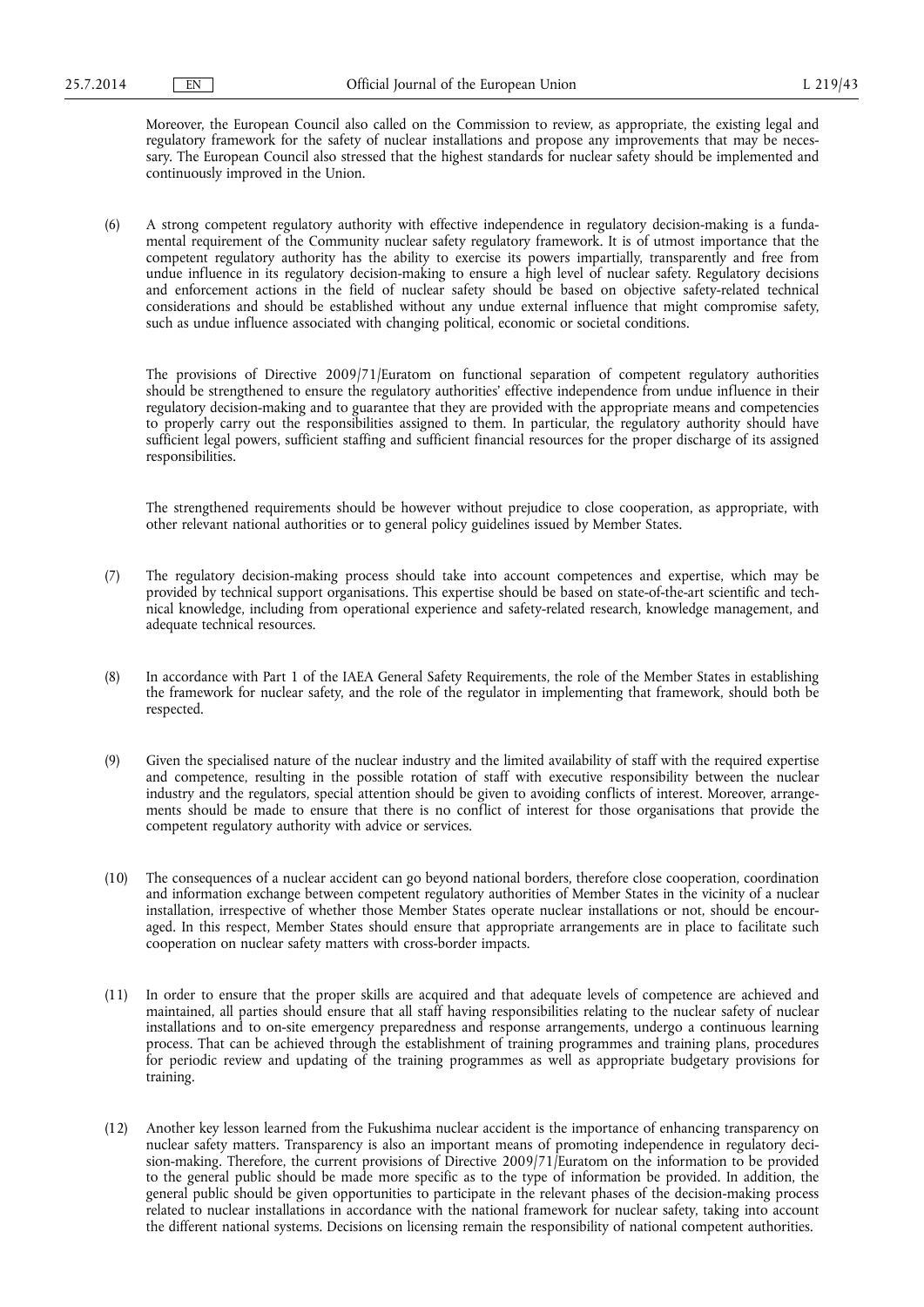Moreover, the European Council also called on the Commission to review, as appropriate, the existing legal and regulatory framework for the safety of nuclear installations and propose any improvements that may be necessary. The European Council also stressed that the highest standards for nuclear safety should be implemented and continuously improved in the Union.

(6) A strong competent regulatory authority with effective independence in regulatory decision-making is a fundamental requirement of the Community nuclear safety regulatory framework. It is of utmost importance that the competent regulatory authority has the ability to exercise its powers impartially, transparently and free from undue influence in its regulatory decision-making to ensure a high level of nuclear safety. Regulatory decisions and enforcement actions in the field of nuclear safety should be based on objective safety-related technical considerations and should be established without any undue external influence that might compromise safety, such as undue influence associated with changing political, economic or societal conditions.

The provisions of Directive 2009/71/Euratom on functional separation of competent regulatory authorities should be strengthened to ensure the regulatory authorities' effective independence from undue influence in their regulatory decision-making and to guarantee that they are provided with the appropriate means and competencies to properly carry out the responsibilities assigned to them. In particular, the regulatory authority should have sufficient legal powers, sufficient staffing and sufficient financial resources for the proper discharge of its assigned responsibilities.

The strengthened requirements should be however without prejudice to close cooperation, as appropriate, with other relevant national authorities or to general policy guidelines issued by Member States.

(7) The regulatory decision-making process should take into account competences and expertise, which may be provided by technical support organisations. This expertise should be based on state-of-the-art scientific and technical knowledge, including from operational experience and safety-related research, knowledge management, and adequate technical resources.

(8) In accordance with Part 1 of the IAEA General Safety Requirements, the role of the Member States in establishing the framework for nuclear safety, and the role of the regulator in implementing that framework, should both be respected.

(9) Given the specialised nature of the nuclear industry and the limited availability of staff with the required expertise and competence, resulting in the possible rotation of staff with executive responsibility between the nuclear industry and the regulators, special attention should be given to avoiding conflicts of interest. Moreover, arrangements should be made to ensure that there is no conflict of interest for those organisations that provide the competent regulatory authority with advice or services.

(10) The consequences of a nuclear accident can go beyond national borders, therefore close cooperation, coordination and information exchange between competent regulatory authorities of Member States in the vicinity of a nuclear installation, irrespective of whether those Member States operate nuclear installations or not, should be encouraged. In this respect, Member States should ensure that appropriate arrangements are in place to facilitate such cooperation on nuclear safety matters with cross-border impacts.

(11) In order to ensure that the proper skills are acquired and that adequate levels of competence are achieved and maintained, all parties should ensure that all staff having responsibilities relating to the nuclear safety of nuclear installations and to on-site emergency preparedness and response arrangements, undergo a continuous learning process. That can be achieved through the establishment of training programmes and training plans, procedures for periodic review and updating of the training programmes as well as appropriate budgetary provisions for training.

(12) Another key lesson learned from the Fukushima nuclear accident is the importance of enhancing transparency on nuclear safety matters. Transparency is also an important means of promoting independence in regulatory decision-making. Therefore, the current provisions of Directive 2009/71/Euratom on the information to be provided to the general public should be made more specific as to the type of information be provided. In addition, the general public should be given opportunities to participate in the relevant phases of the decision-making process related to nuclear installations in accordance with the national framework for nuclear safety, taking into account the different national systems. Decisions on licensing remain the responsibility of national competent authorities.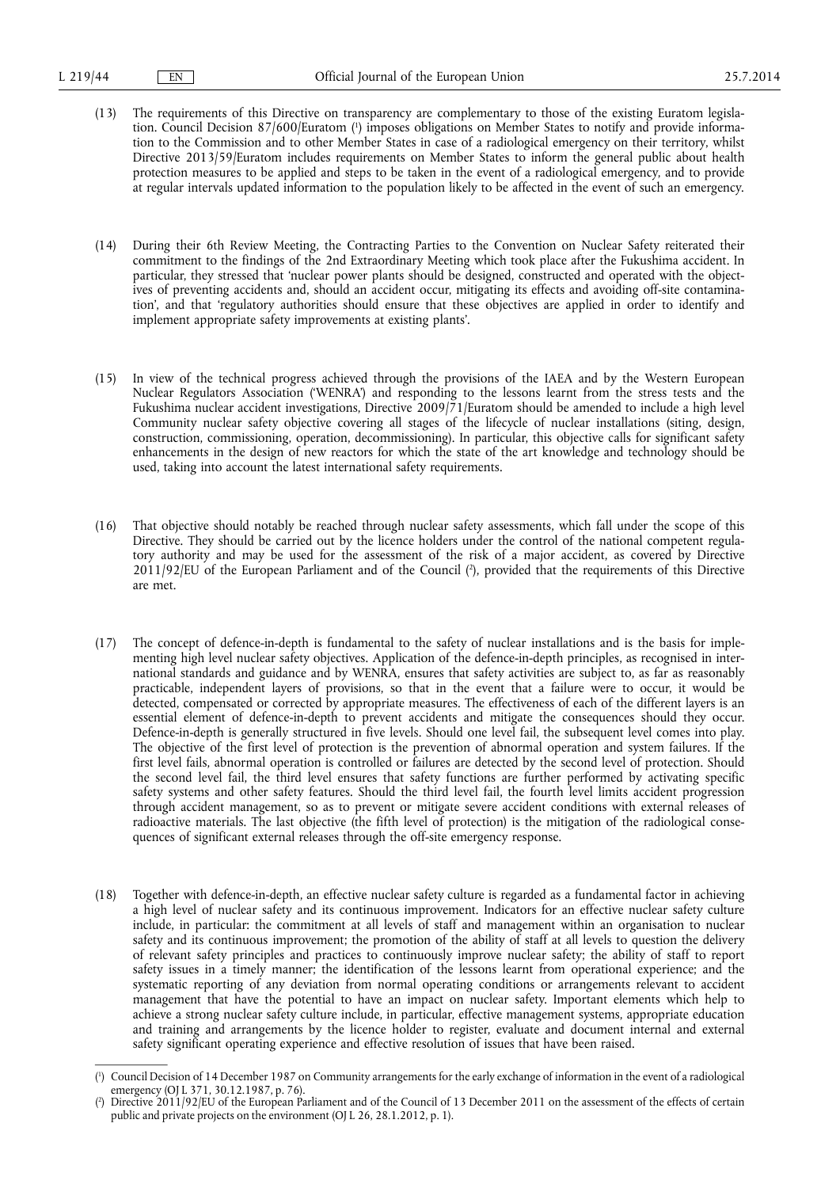(13) The requirements of this Directive on transparency are complementary to those of the existing Euratom legislation. Council Decision 87/600/Euratom ([1]) imposes obligations on Member States to notify and provide information to the Commission and to other Member States in case of a radiological emergency on their territory, whilst Directive 2013/59/Euratom includes requirements on Member States to inform the general public about health protection measures to be applied and steps to be taken in the event of a radiological emergency, and to provide at regular intervals updated information to the population likely to be affected in the event of such an emergency.

(14) During their 6th Review Meeting, the Contracting Parties to the Convention on Nuclear Safety reiterated their commitment to the findings of the 2nd Extraordinary Meeting which took place after the Fukushima accident. In particular, they stressed that 'nuclear power plants should be designed, constructed and operated with the objectives of preventing accidents and, should an accident occur, mitigating its effects and avoiding off-site contamination', and that 'regulatory authorities should ensure that these objectives are applied in order to identify and implement appropriate safety improvements at existing plants'.

(15) In view of the technical progress achieved through the provisions of the IAEA and by the Western European Nuclear Regulators Association ('WENRA') and responding to the lessons learnt from the stress tests and the Fukushima nuclear accident investigations, Directive 2009/71/Euratom should be amended to include a high level Community nuclear safety objective covering all stages of the lifecycle of nuclear installations (siting, design, construction, commissioning, operation, decommissioning). In particular, this objective calls for significant safety enhancements in the design of new reactors for which the state of the art knowledge and technology should be used, taking into account the latest international safety requirements.

(16) That objective should notably be reached through nuclear safety assessments, which fall under the scope of this Directive. They should be carried out by the licence holders under the control of the national competent regulatory authority and may be used for the assessment of the risk of a major accident, as covered by Directive 2011/92/EU of the European Parliament and of the Council ([2]), provided that the requirements of this Directive are met.

(17) The concept of defence-in-depth is fundamental to the safety of nuclear installations and is the basis for implementing high level nuclear safety objectives. Application of the defence-in-depth principles, as recognised in international standards and guidance and by WENRA, ensures that safety activities are subject to, as far as reasonably practicable, independent layers of provisions, so that in the event that a failure were to occur, it would be detected, compensated or corrected by appropriate measures. The effectiveness of each of the different layers is an essential element of defence-in-depth to prevent accidents and mitigate the consequences should they occur. Defence-in-depth is generally structured in five levels. Should one level fail, the subsequent level comes into play. The objective of the first level of protection is the prevention of abnormal operation and system failures. If the first level fails, abnormal operation is controlled or failures are detected by the second level of protection. Should the second level fail, the third level ensures that safety functions are further performed by activating specific safety systems and other safety features. Should the third level fail, the fourth level limits accident progression through accident management, so as to prevent or mitigate severe accident conditions with external releases of radioactive materials. The last objective (the fifth level of protection) is the mitigation of the radiological consequences of significant external releases through the off-site emergency response.

(18) Together with defence-in-depth, an effective nuclear safety culture is regarded as a fundamental factor in achieving a high level of nuclear safety and its continuous improvement. Indicators for an effective nuclear safety culture include, in particular: the commitment at all levels of staff and management within an organisation to nuclear safety and its continuous improvement; the promotion of the ability of staff at all levels to question the delivery of relevant safety principles and practices to continuously improve nuclear safety; the ability of staff to report safety issues in a timely manner; the identification of the lessons learnt from operational experience; and the systematic reporting of any deviation from normal operating conditions or arrangements relevant to accident management that have the potential to have an impact on nuclear safety. Important elements which help to achieve a strong nuclear safety culture include, in particular, effective management systems, appropriate education and training and arrangements by the licence holder to register, evaluate and document internal and external safety significant operating experience and effective resolution of issues that have been raised.

---

([1]) Council Decision of 14 December 1987 on Community arrangements for the early exchange of information in the event of a radiological emergency (OJ L 371, 30.12.1987, p. 76).

([2]) Directive 2011/92/EU of the European Parliament and of the Council of 13 December 2011 on the assessment of the effects of certain public and private projects on the environment (OJ L 26, 28.1.2012, p. 1).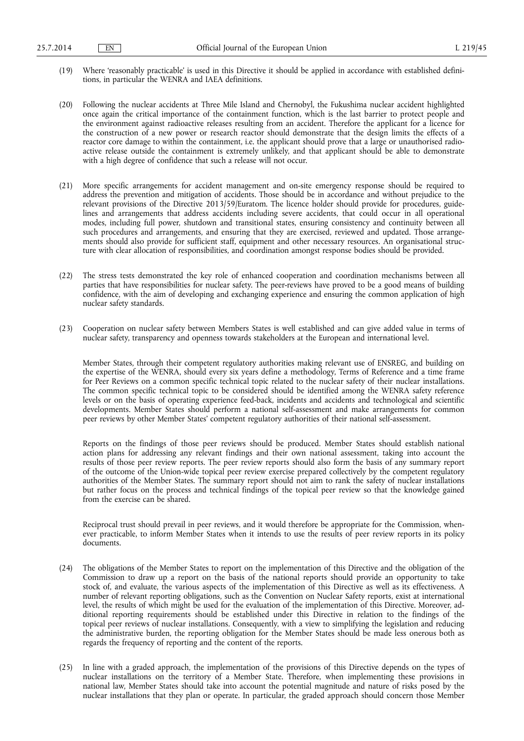(19) Where 'reasonably practicable' is used in this Directive it should be applied in accordance with established definitions, in particular the WENRA and IAEA definitions.

(20) Following the nuclear accidents at Three Mile Island and Chernobyl, the Fukushima nuclear accident highlighted once again the critical importance of the containment function, which is the last barrier to protect people and the environment against radioactive releases resulting from an accident. Therefore the applicant for a licence for the construction of a new power or research reactor should demonstrate that the design limits the effects of a reactor core damage to within the containment, i.e. the applicant should prove that a large or unauthorised radioactive release outside the containment is extremely unlikely, and that applicant should be able to demonstrate with a high degree of confidence that such a release will not occur.

(21) More specific arrangements for accident management and on-site emergency response should be required to address the prevention and mitigation of accidents. Those should be in accordance and without prejudice to the relevant provisions of the Directive 2013/59/Euratom. The licence holder should provide for procedures, guidelines and arrangements that address accidents including severe accidents, that could occur in all operational modes, including full power, shutdown and transitional states, ensuring consistency and continuity between all such procedures and arrangements, and ensuring that they are exercised, reviewed and updated. Those arrangements should also provide for sufficient staff, equipment and other necessary resources. An organisational structure with clear allocation of responsibilities, and coordination amongst response bodies should be provided.

(22) The stress tests demonstrated the key role of enhanced cooperation and coordination mechanisms between all parties that have responsibilities for nuclear safety. The peer-reviews have proved to be a good means of building confidence, with the aim of developing and exchanging experience and ensuring the common application of high nuclear safety standards.

(23) Cooperation on nuclear safety between Members States is well established and can give added value in terms of nuclear safety, transparency and openness towards stakeholders at the European and international level.

Member States, through their competent regulatory authorities making relevant use of ENSREG, and building on the expertise of the WENRA, should every six years define a methodology, Terms of Reference and a time frame for Peer Reviews on a common specific technical topic related to the nuclear safety of their nuclear installations. The common specific technical topic to be considered should be identified among the WENRA safety reference levels or on the basis of operating experience feed-back, incidents and accidents and technological and scientific developments. Member States should perform a national self-assessment and make arrangements for common peer reviews by other Member States' competent regulatory authorities of their national self-assessment.

Reports on the findings of those peer reviews should be produced. Member States should establish national action plans for addressing any relevant findings and their own national assessment, taking into account the results of those peer review reports. The peer review reports should also form the basis of any summary report of the outcome of the Union-wide topical peer review exercise prepared collectively by the competent regulatory authorities of the Member States. The summary report should not aim to rank the safety of nuclear installations but rather focus on the process and technical findings of the topical peer review so that the knowledge gained from the exercise can be shared.

Reciprocal trust should prevail in peer reviews, and it would therefore be appropriate for the Commission, whenever practicable, to inform Member States when it intends to use the results of peer review reports in its policy documents.

(24) The obligations of the Member States to report on the implementation of this Directive and the obligation of the Commission to draw up a report on the basis of the national reports should provide an opportunity to take stock of, and evaluate, the various aspects of the implementation of this Directive as well as its effectiveness. A number of relevant reporting obligations, such as the Convention on Nuclear Safety reports, exist at international level, the results of which might be used for the evaluation of the implementation of this Directive. Moreover, additional reporting requirements should be established under this Directive in relation to the findings of the topical peer reviews of nuclear installations. Consequently, with a view to simplifying the legislation and reducing the administrative burden, the reporting obligation for the Member States should be made less onerous both as regards the frequency of reporting and the content of the reports.

(25) In line with a graded approach, the implementation of the provisions of this Directive depends on the types of nuclear installations on the territory of a Member State. Therefore, when implementing these provisions in national law, Member States should take into account the potential magnitude and nature of risks posed by the nuclear installations that they plan or operate. In particular, the graded approach should concern those Member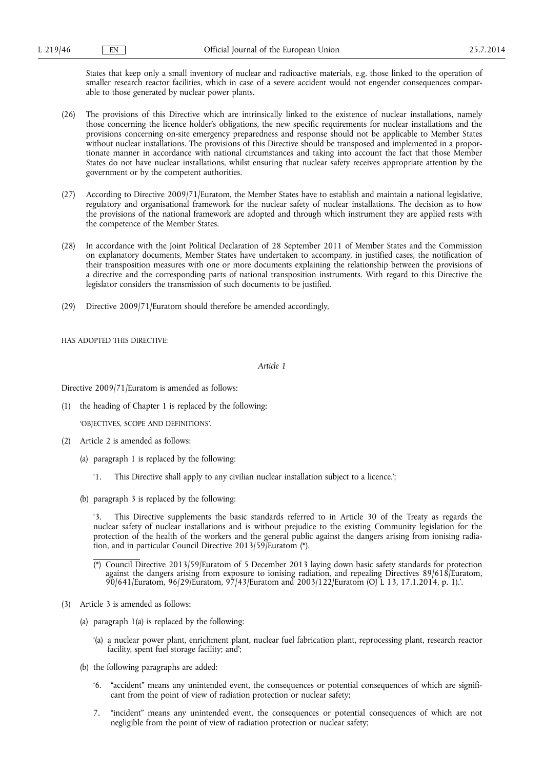States that keep only a small inventory of nuclear and radioactive materials, e.g. those linked to the operation of smaller research reactor facilities, which in case of a severe accident would not engender consequences comparable to those generated by nuclear power plants.

(26) The provisions of this Directive which are intrinsically linked to the existence of nuclear installations, namely those concerning the licence holder's obligations, the new specific requirements for nuclear installations and the provisions concerning on-site emergency preparedness and response should not be applicable to Member States without nuclear installations. The provisions of this Directive should be transposed and implemented in a proportionate manner in accordance with national circumstances and taking into account the fact that those Member States do not have nuclear installations, whilst ensuring that nuclear safety receives appropriate attention by the government or by the competent authorities.

(27) According to Directive 2009/71/Euratom, the Member States have to establish and maintain a national legislative, regulatory and organisational framework for the nuclear safety of nuclear installations. The decision as to how the provisions of the national framework are adopted and through which instrument they are applied rests with the competence of the Member States.

(28) In accordance with the Joint Political Declaration of 28 September 2011 of Member States and the Commission on explanatory documents, Member States have undertaken to accompany, in justified cases, the notification of their transposition measures with one or more documents explaining the relationship between the provisions of a directive and the corresponding parts of national transposition instruments. With regard to this Directive the legislator considers the transmission of such documents to be justified.

(29) Directive 2009/71/Euratom should therefore be amended accordingly,

HAS ADOPTED THIS DIRECTIVE:

*Article 1*

Directive 2009/71/Euratom is amended as follows:

(1) the heading of Chapter 1 is replaced by the following:

'OBJECTIVES, SCOPE AND DEFINITIONS'.

(2) Article 2 is amended as follows:

(a) paragraph 1 is replaced by the following:

'1. This Directive shall apply to any civilian nuclear installation subject to a licence.';

(b) paragraph 3 is replaced by the following:

'3. This Directive supplements the basic standards referred to in Article 30 of the Treaty as regards the nuclear safety of nuclear installations and is without prejudice to the existing Community legislation for the protection of the health of the workers and the general public against the dangers arising from ionising radiation, and in particular Council Directive 2013/59/Euratom (*).

(*) Council Directive 2013/59/Euratom of 5 December 2013 laying down basic safety standards for protection against the dangers arising from exposure to ionising radiation, and repealing Directives 89/618/Euratom, 90/641/Euratom, 96/29/Euratom, 97/43/Euratom and 2003/122/Euratom (OJ L 13, 17.1.2014, p. 1).'.

(3) Article 3 is amended as follows:

(a) paragraph 1(a) is replaced by the following:

'(a) a nuclear power plant, enrichment plant, nuclear fuel fabrication plant, reprocessing plant, research reactor facility, spent fuel storage facility; and';

(b) the following paragraphs are added:

'6. "accident" means any unintended event, the consequences or potential consequences of which are significant from the point of view of radiation protection or nuclear safety;

7. "incident" means any unintended event, the consequences or potential consequences of which are not negligible from the point of view of radiation protection or nuclear safety;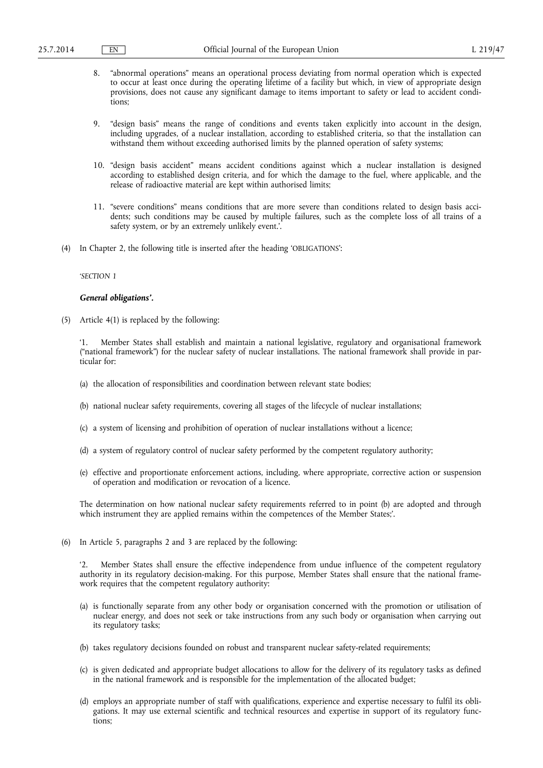8. "abnormal operations" means an operational process deviating from normal operation which is expected to occur at least once during the operating lifetime of a facility but which, in view of appropriate design provisions, does not cause any significant damage to items important to safety or lead to accident conditions;

9. "design basis" means the range of conditions and events taken explicitly into account in the design, including upgrades, of a nuclear installation, according to established criteria, so that the installation can withstand them without exceeding authorised limits by the planned operation of safety systems;

10. "design basis accident" means accident conditions against which a nuclear installation is designed according to established design criteria, and for which the damage to the fuel, where applicable, and the release of radioactive material are kept within authorised limits;

11. "severe conditions" means conditions that are more severe than conditions related to design basis accidents; such conditions may be caused by multiple failures, such as the complete loss of all trains of a safety system, or by an extremely unlikely event.'.

(4) In Chapter 2, the following title is inserted after the heading 'OBLIGATIONS':

'*SECTION 1*

***General obligations*'.**

(5) Article 4(1) is replaced by the following:

'1. Member States shall establish and maintain a national legislative, regulatory and organisational framework ("national framework") for the nuclear safety of nuclear installations. The national framework shall provide in particular for:

(a) the allocation of responsibilities and coordination between relevant state bodies;

(b) national nuclear safety requirements, covering all stages of the lifecycle of nuclear installations;

(c) a system of licensing and prohibition of operation of nuclear installations without a licence;

(d) a system of regulatory control of nuclear safety performed by the competent regulatory authority;

(e) effective and proportionate enforcement actions, including, where appropriate, corrective action or suspension of operation and modification or revocation of a licence.

The determination on how national nuclear safety requirements referred to in point (b) are adopted and through which instrument they are applied remains within the competences of the Member States;'.

(6) In Article 5, paragraphs 2 and 3 are replaced by the following:

'2. Member States shall ensure the effective independence from undue influence of the competent regulatory authority in its regulatory decision-making. For this purpose, Member States shall ensure that the national framework requires that the competent regulatory authority:

(a) is functionally separate from any other body or organisation concerned with the promotion or utilisation of nuclear energy, and does not seek or take instructions from any such body or organisation when carrying out its regulatory tasks;

(b) takes regulatory decisions founded on robust and transparent nuclear safety-related requirements;

(c) is given dedicated and appropriate budget allocations to allow for the delivery of its regulatory tasks as defined in the national framework and is responsible for the implementation of the allocated budget;

(d) employs an appropriate number of staff with qualifications, experience and expertise necessary to fulfil its obligations. It may use external scientific and technical resources and expertise in support of its regulatory functions;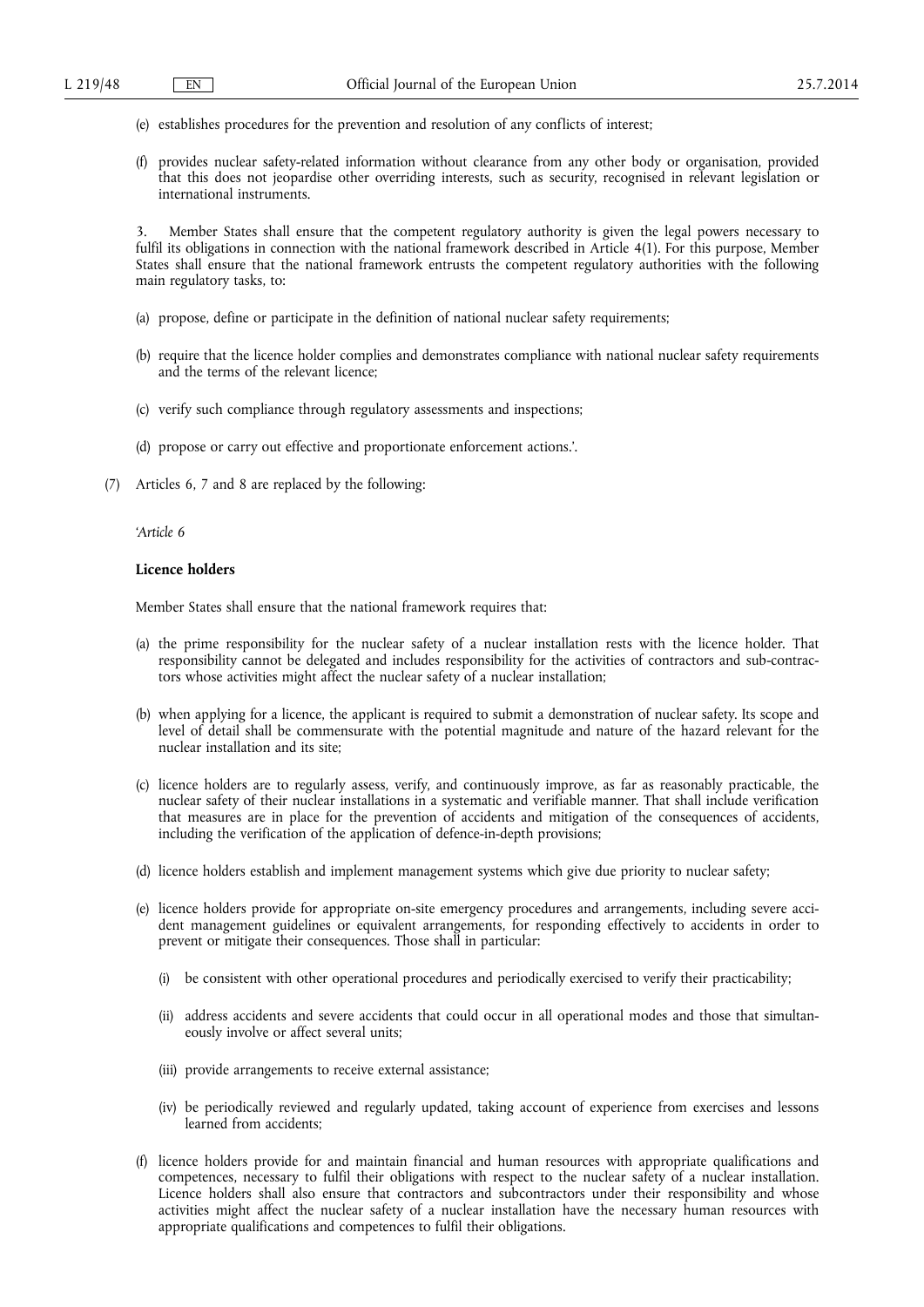(e) establishes procedures for the prevention and resolution of any conflicts of interest;

(f) provides nuclear safety-related information without clearance from any other body or organisation, provided that this does not jeopardise other overriding interests, such as security, recognised in relevant legislation or international instruments.

3. Member States shall ensure that the competent regulatory authority is given the legal powers necessary to fulfil its obligations in connection with the national framework described in Article 4(1). For this purpose, Member States shall ensure that the national framework entrusts the competent regulatory authorities with the following main regulatory tasks, to:

(a) propose, define or participate in the definition of national nuclear safety requirements;

(b) require that the licence holder complies and demonstrates compliance with national nuclear safety requirements and the terms of the relevant licence;

(c) verify such compliance through regulatory assessments and inspections;

(d) propose or carry out effective and proportionate enforcement actions.'.

(7) Articles 6, 7 and 8 are replaced by the following:

'*Article 6*

**Licence holders**

Member States shall ensure that the national framework requires that:

(a) the prime responsibility for the nuclear safety of a nuclear installation rests with the licence holder. That responsibility cannot be delegated and includes responsibility for the activities of contractors and sub-contractors whose activities might affect the nuclear safety of a nuclear installation;

(b) when applying for a licence, the applicant is required to submit a demonstration of nuclear safety. Its scope and level of detail shall be commensurate with the potential magnitude and nature of the hazard relevant for the nuclear installation and its site;

(c) licence holders are to regularly assess, verify, and continuously improve, as far as reasonably practicable, the nuclear safety of their nuclear installations in a systematic and verifiable manner. That shall include verification that measures are in place for the prevention of accidents and mitigation of the consequences of accidents, including the verification of the application of defence-in-depth provisions;

(d) licence holders establish and implement management systems which give due priority to nuclear safety;

(e) licence holders provide for appropriate on-site emergency procedures and arrangements, including severe accident management guidelines or equivalent arrangements, for responding effectively to accidents in order to prevent or mitigate their consequences. Those shall in particular:

(i) be consistent with other operational procedures and periodically exercised to verify their practicability;

(ii) address accidents and severe accidents that could occur in all operational modes and those that simultaneously involve or affect several units;

(iii) provide arrangements to receive external assistance;

(iv) be periodically reviewed and regularly updated, taking account of experience from exercises and lessons learned from accidents;

(f) licence holders provide for and maintain financial and human resources with appropriate qualifications and competences, necessary to fulfil their obligations with respect to the nuclear safety of a nuclear installation. Licence holders shall also ensure that contractors and subcontractors under their responsibility and whose activities might affect the nuclear safety of a nuclear installation have the necessary human resources with appropriate qualifications and competences to fulfil their obligations.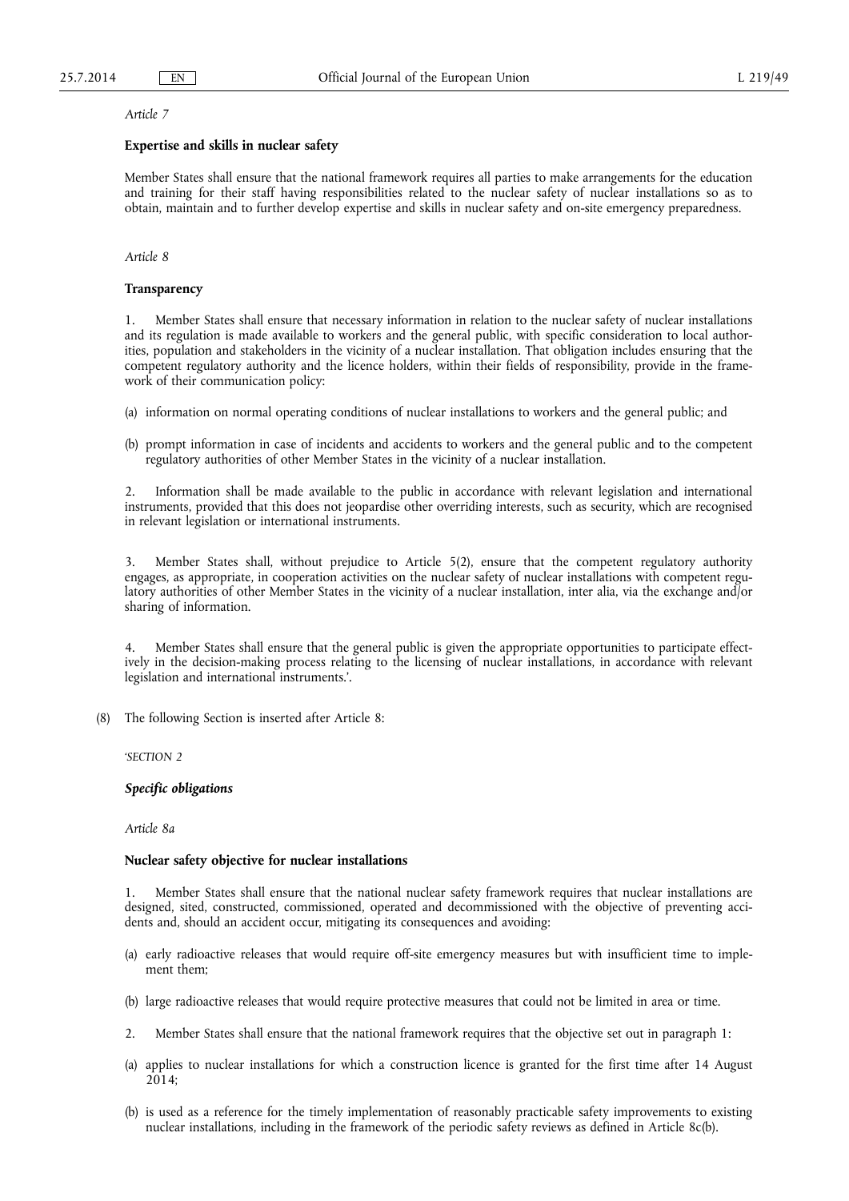*Article 7*

**Expertise and skills in nuclear safety**

Member States shall ensure that the national framework requires all parties to make arrangements for the education and training for their staff having responsibilities related to the nuclear safety of nuclear installations so as to obtain, maintain and to further develop expertise and skills in nuclear safety and on-site emergency preparedness.

*Article 8*

**Transparency**

1. Member States shall ensure that necessary information in relation to the nuclear safety of nuclear installations and its regulation is made available to workers and the general public, with specific consideration to local authorities, population and stakeholders in the vicinity of a nuclear installation. That obligation includes ensuring that the competent regulatory authority and the licence holders, within their fields of responsibility, provide in the framework of their communication policy:

(a) information on normal operating conditions of nuclear installations to workers and the general public; and

(b) prompt information in case of incidents and accidents to workers and the general public and to the competent regulatory authorities of other Member States in the vicinity of a nuclear installation.

2. Information shall be made available to the public in accordance with relevant legislation and international instruments, provided that this does not jeopardise other overriding interests, such as security, which are recognised in relevant legislation or international instruments.

3. Member States shall, without prejudice to Article 5(2), ensure that the competent regulatory authority engages, as appropriate, in cooperation activities on the nuclear safety of nuclear installations with competent regulatory authorities of other Member States in the vicinity of a nuclear installation, inter alia, via the exchange and/or sharing of information.

4. Member States shall ensure that the general public is given the appropriate opportunities to participate effectively in the decision-making process relating to the licensing of nuclear installations, in accordance with relevant legislation and international instruments.'.

(8) The following Section is inserted after Article 8:

'*SECTION 2*

***Specific obligations***

*Article 8a*

**Nuclear safety objective for nuclear installations**

1. Member States shall ensure that the national nuclear safety framework requires that nuclear installations are designed, sited, constructed, commissioned, operated and decommissioned with the objective of preventing accidents and, should an accident occur, mitigating its consequences and avoiding:

(a) early radioactive releases that would require off-site emergency measures but with insufficient time to implement them;

(b) large radioactive releases that would require protective measures that could not be limited in area or time.

2. Member States shall ensure that the national framework requires that the objective set out in paragraph 1:

(a) applies to nuclear installations for which a construction licence is granted for the first time after 14 August 2014;

(b) is used as a reference for the timely implementation of reasonably practicable safety improvements to existing nuclear installations, including in the framework of the periodic safety reviews as defined in Article 8c(b).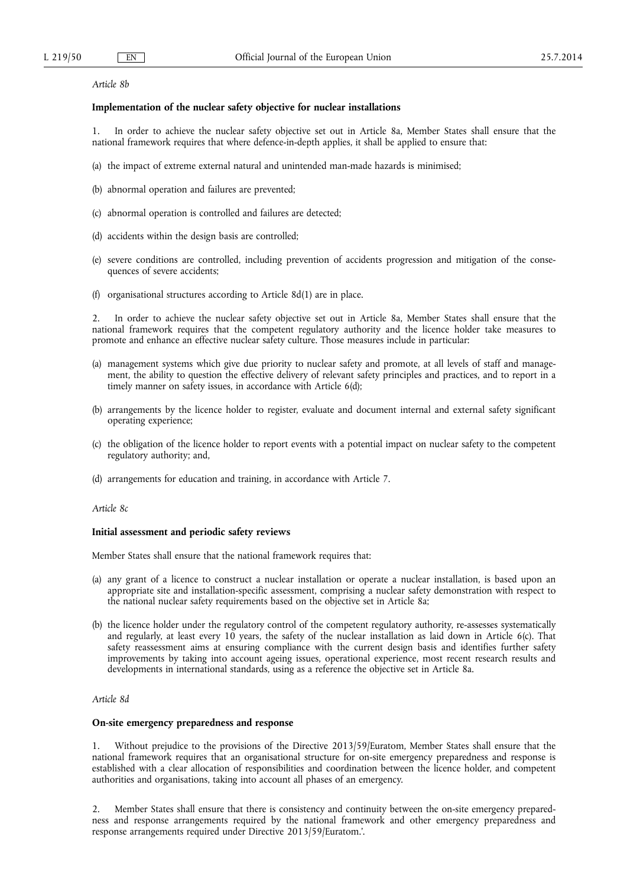*Article 8b*

**Implementation of the nuclear safety objective for nuclear installations**

1. In order to achieve the nuclear safety objective set out in Article 8a, Member States shall ensure that the national framework requires that where defence-in-depth applies, it shall be applied to ensure that:

(a) the impact of extreme external natural and unintended man-made hazards is minimised;

(b) abnormal operation and failures are prevented;

(c) abnormal operation is controlled and failures are detected;

(d) accidents within the design basis are controlled;

(e) severe conditions are controlled, including prevention of accidents progression and mitigation of the consequences of severe accidents;

(f) organisational structures according to Article 8d(1) are in place.

2. In order to achieve the nuclear safety objective set out in Article 8a, Member States shall ensure that the national framework requires that the competent regulatory authority and the licence holder take measures to promote and enhance an effective nuclear safety culture. Those measures include in particular:

(a) management systems which give due priority to nuclear safety and promote, at all levels of staff and management, the ability to question the effective delivery of relevant safety principles and practices, and to report in a timely manner on safety issues, in accordance with Article 6(d);

(b) arrangements by the licence holder to register, evaluate and document internal and external safety significant operating experience;

(c) the obligation of the licence holder to report events with a potential impact on nuclear safety to the competent regulatory authority; and,

(d) arrangements for education and training, in accordance with Article 7.

*Article 8c*

**Initial assessment and periodic safety reviews**

Member States shall ensure that the national framework requires that:

(a) any grant of a licence to construct a nuclear installation or operate a nuclear installation, is based upon an appropriate site and installation-specific assessment, comprising a nuclear safety demonstration with respect to the national nuclear safety requirements based on the objective set in Article 8a;

(b) the licence holder under the regulatory control of the competent regulatory authority, re-assesses systematically and regularly, at least every 10 years, the safety of the nuclear installation as laid down in Article 6(c). That safety reassessment aims at ensuring compliance with the current design basis and identifies further safety improvements by taking into account ageing issues, operational experience, most recent research results and developments in international standards, using as a reference the objective set in Article 8a.

*Article 8d*

**On-site emergency preparedness and response**

1. Without prejudice to the provisions of the Directive 2013/59/Euratom, Member States shall ensure that the national framework requires that an organisational structure for on-site emergency preparedness and response is established with a clear allocation of responsibilities and coordination between the licence holder, and competent authorities and organisations, taking into account all phases of an emergency.

2. Member States shall ensure that there is consistency and continuity between the on-site emergency preparedness and response arrangements required by the national framework and other emergency preparedness and response arrangements required under Directive 2013/59/Euratom.'.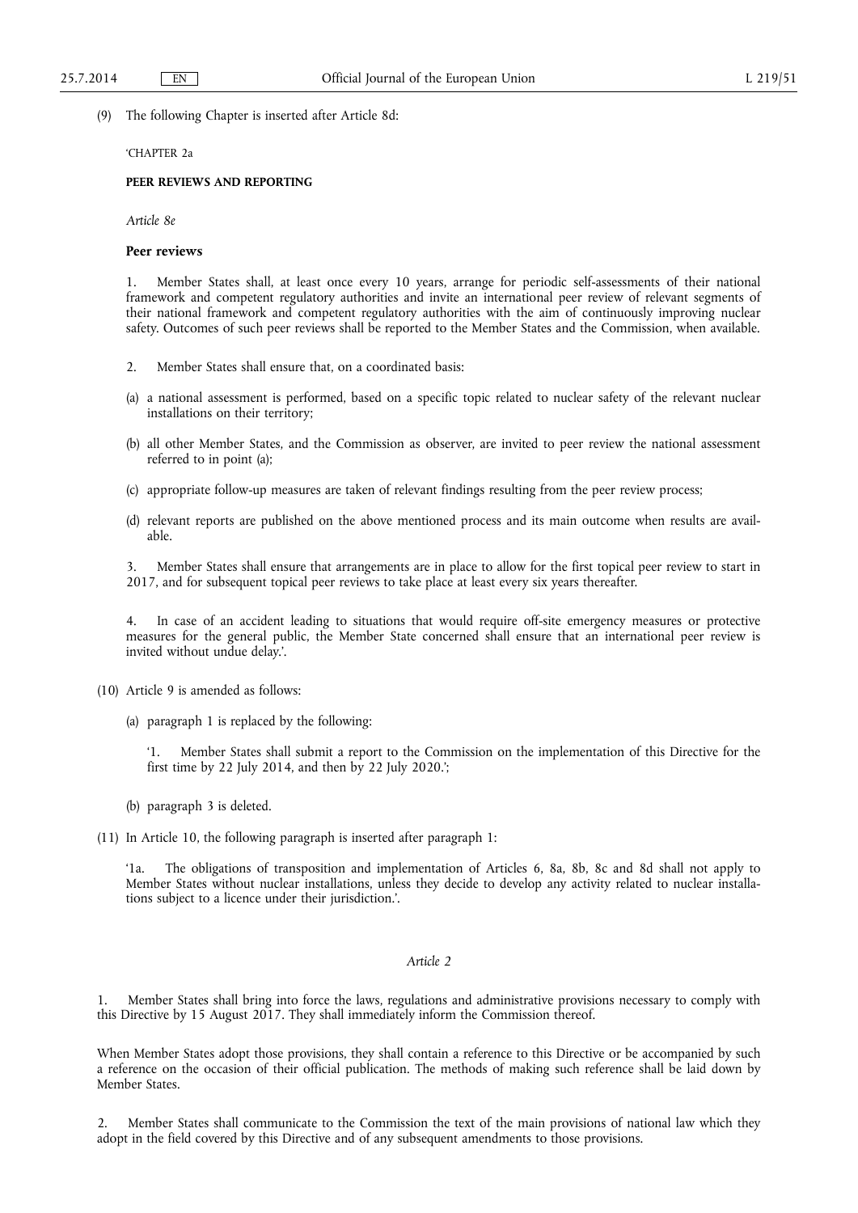(9) The following Chapter is inserted after Article 8d:

'CHAPTER 2a

**PEER REVIEWS AND REPORTING**

*Article 8e*

**Peer reviews**

1. Member States shall, at least once every 10 years, arrange for periodic self-assessments of their national framework and competent regulatory authorities and invite an international peer review of relevant segments of their national framework and competent regulatory authorities with the aim of continuously improving nuclear safety. Outcomes of such peer reviews shall be reported to the Member States and the Commission, when available.

2. Member States shall ensure that, on a coordinated basis:

(a) a national assessment is performed, based on a specific topic related to nuclear safety of the relevant nuclear installations on their territory;

(b) all other Member States, and the Commission as observer, are invited to peer review the national assessment referred to in point (a);

(c) appropriate follow-up measures are taken of relevant findings resulting from the peer review process;

(d) relevant reports are published on the above mentioned process and its main outcome when results are available.

3. Member States shall ensure that arrangements are in place to allow for the first topical peer review to start in 2017, and for subsequent topical peer reviews to take place at least every six years thereafter.

4. In case of an accident leading to situations that would require off-site emergency measures or protective measures for the general public, the Member State concerned shall ensure that an international peer review is invited without undue delay.'.

(10) Article 9 is amended as follows:

(a) paragraph 1 is replaced by the following:

'1. Member States shall submit a report to the Commission on the implementation of this Directive for the first time by 22 July 2014, and then by 22 July 2020.';

(b) paragraph 3 is deleted.

(11) In Article 10, the following paragraph is inserted after paragraph 1:

'1a. The obligations of transposition and implementation of Articles 6, 8a, 8b, 8c and 8d shall not apply to Member States without nuclear installations, unless they decide to develop any activity related to nuclear installations subject to a licence under their jurisdiction.'.

*Article 2*

1. Member States shall bring into force the laws, regulations and administrative provisions necessary to comply with this Directive by 15 August 2017. They shall immediately inform the Commission thereof.

When Member States adopt those provisions, they shall contain a reference to this Directive or be accompanied by such a reference on the occasion of their official publication. The methods of making such reference shall be laid down by Member States.

2. Member States shall communicate to the Commission the text of the main provisions of national law which they adopt in the field covered by this Directive and of any subsequent amendments to those provisions.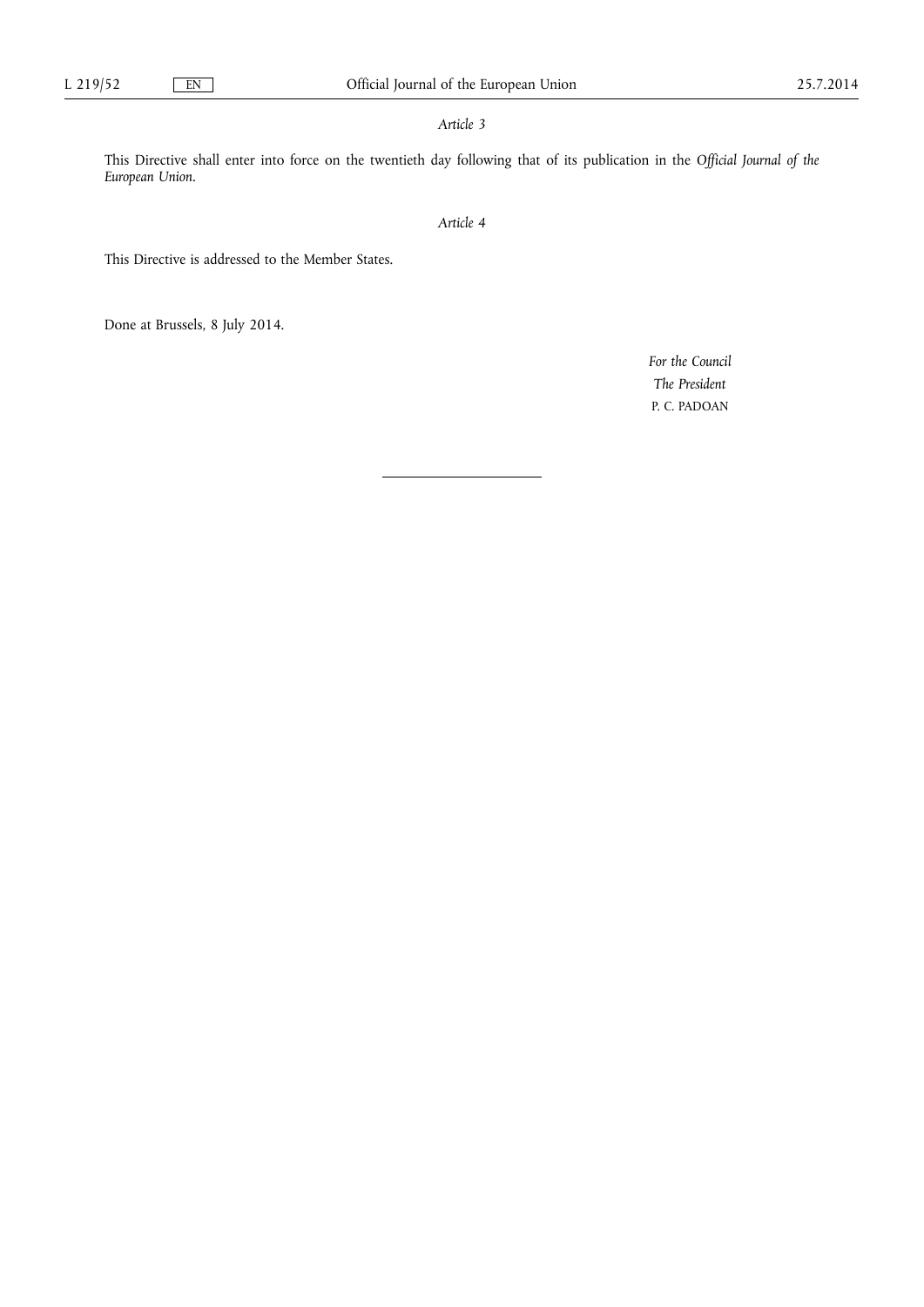*Article 3*

This Directive shall enter into force on the twentieth day following that of its publication in the *Official Journal of the European Union*.

*Article 4*

This Directive is addressed to the Member States.

Done at Brussels, 8 July 2014.

*For the Council*

*The President*

P. C. PADOAN